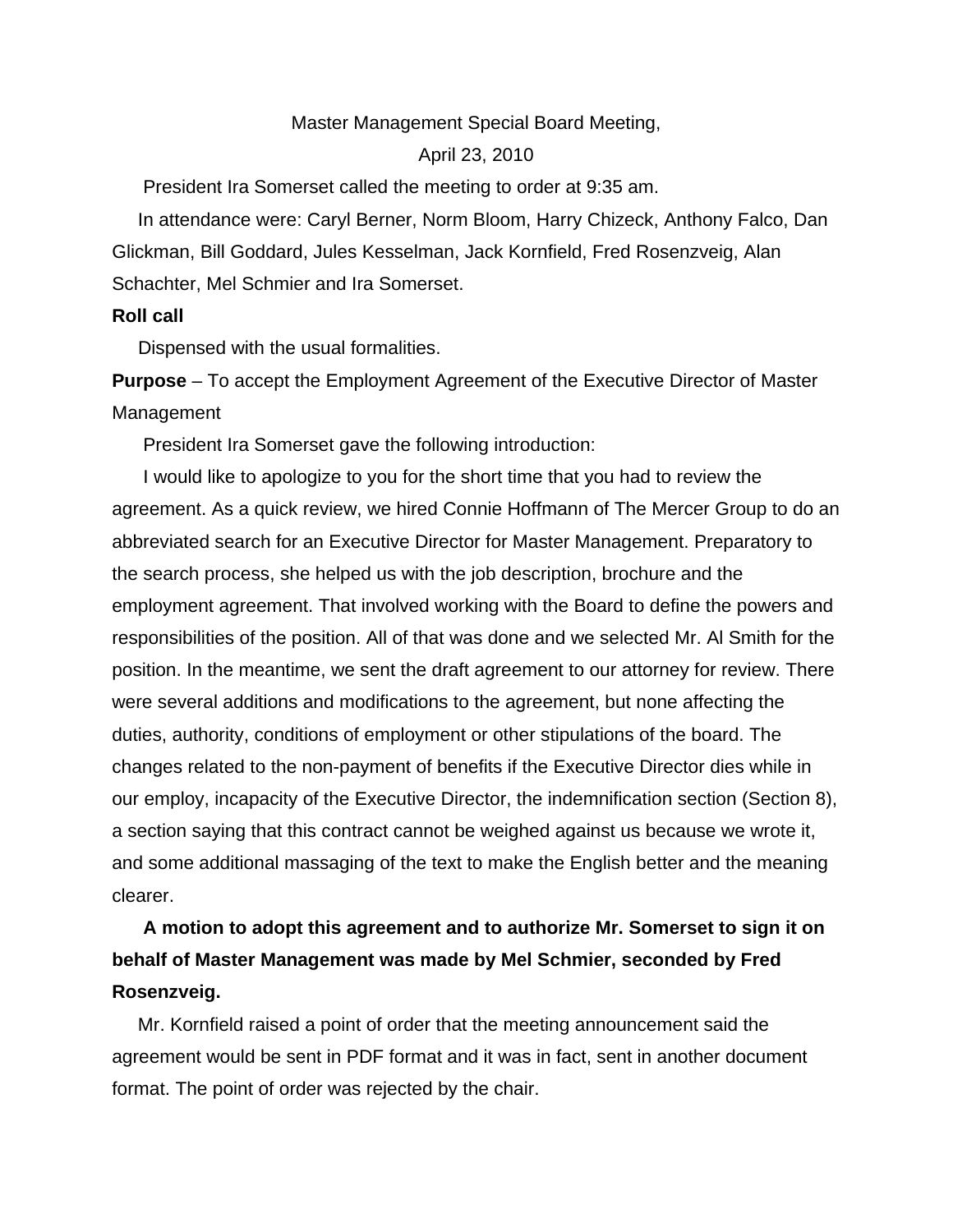Master Management Special Board Meeting,

April 23, 2010

President Ira Somerset called the meeting to order at 9:35 am.

In attendance were: Caryl Berner, Norm Bloom, Harry Chizeck, Anthony Falco, Dan Glickman, Bill Goddard, Jules Kesselman, Jack Kornfield, Fred Rosenzveig, Alan Schachter, Mel Schmier and Ira Somerset.

**Roll call**

Dispensed with the usual formalities.

**Purpose** – To accept the Employment Agreement of the Executive Director of Master Management

President Ira Somerset gave the following introduction:

I would like to apologize to you for the short time that you had to review the agreement. As a quick review, we hired Connie Hoffmann of The Mercer Group to do an abbreviated search for an Executive Director for Master Management. Preparatory to the search process, she helped us with the job description, brochure and the employment agreement. That involved working with the Board to define the powers and responsibilities of the position. All of that was done and we selected Mr. Al Smith for the position. In the meantime, we sent the draft agreement to our attorney for review. There were several additions and modifications to the agreement, but none affecting the duties, authority, conditions of employment or other stipulations of the board. The changes related to the non-payment of benefits if the Executive Director dies while in our employ, incapacity of the Executive Director, the indemnification section (Section 8), a section saying that this contract cannot be weighed against us because we wrote it, and some additional massaging of the text to make the English better and the meaning clearer.

**A motion to adopt this agreement and to authorize Mr. Somerset to sign it on behalf of Master Management was made by Mel Schmier, seconded by Fred Rosenzveig.**

Mr. Kornfield raised a point of order that the meeting announcement said the agreement would be sent in PDF format and it was in fact, sent in another document format. The point of order was rejected by the chair.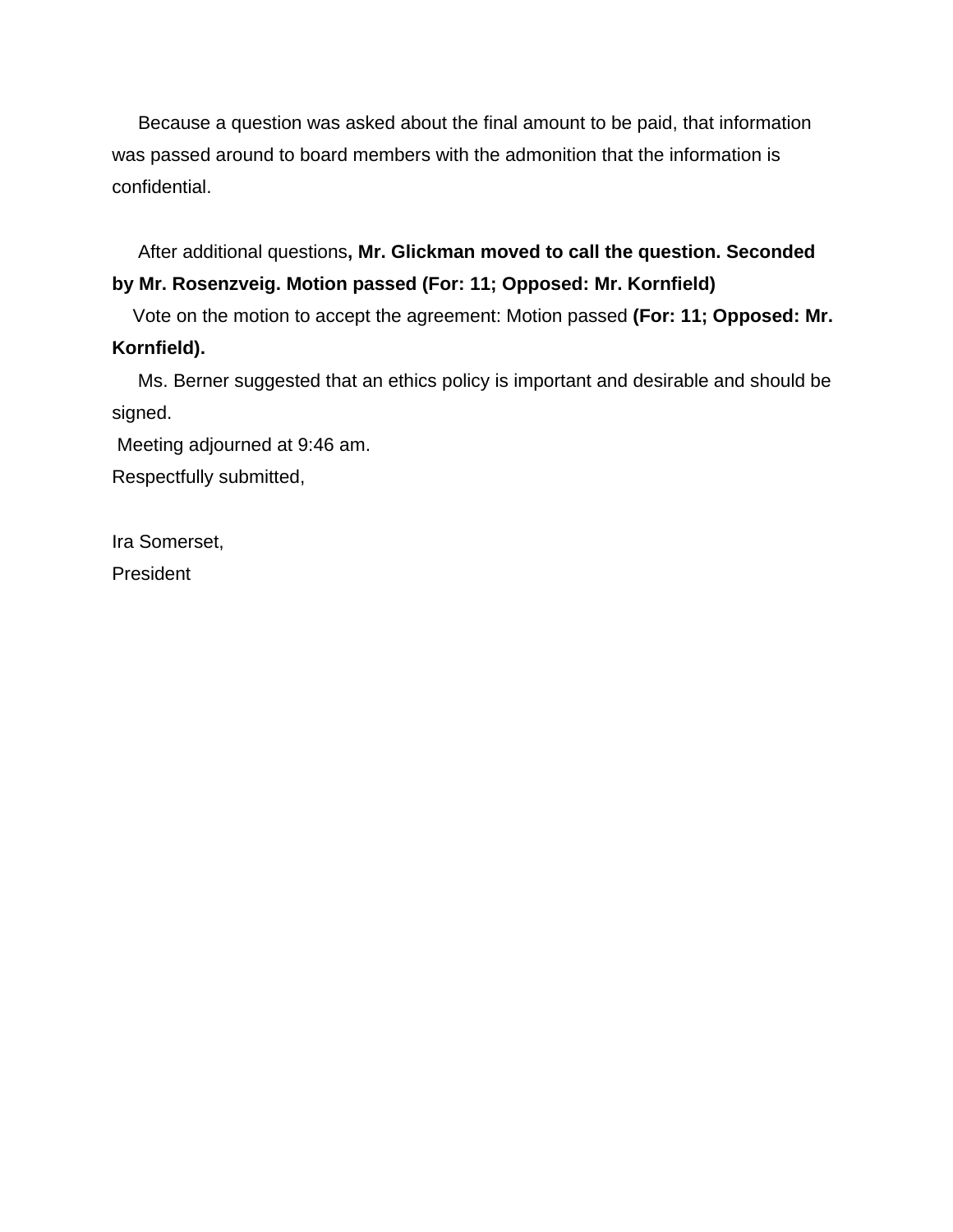Because a question was asked about the final amount to be paid, that information was passed around to board members with the admonition that the information is confidential.

After additional questions**, Mr. Glickman moved to call the question. Seconded by Mr. Rosenzveig. Motion passed (For: 11; Opposed: Mr. Kornfield)**

Vote on the motion to accept the agreement: Motion passed **(For: 11; Opposed: Mr. Kornfield).**

Ms. Berner suggested that an ethics policy is important and desirable and should be signed.

Meeting adjourned at 9:46 am.

Respectfully submitted,

Ira Somerset,
President